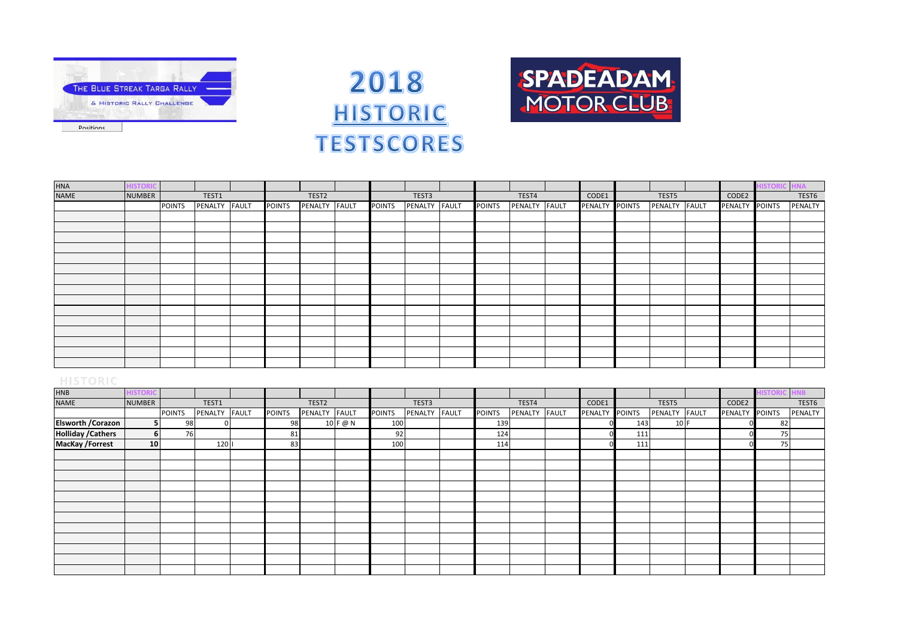THE BLUE STREAK TARGA RALLY

& HISTORIC RALLY CHALLENGE

Positions

# 2018 HISTORIC TESTSCORES

SPADEADAM MOTOR CLUB

| HNA | HISTORIC | | | | | | | | | | | | | | | | | | | HISTORIC | HNA |
|---|---|---|---|---|---|---|---|---|---|---|---|---|---|---|---|---|---|---|---|---|---|
| NAME | NUMBER | | TEST1 | | | TEST2 | | | TEST3 | | | TEST4 | | CODE1 | | TEST5 | | | CODE2 | | TEST6 |
| | | POINTS | PENALTY | FAULT | POINTS | PENALTY | FAULT | POINTS | PENALTY | FAULT | POINTS | PENALTY | FAULT | PENALTY | POINTS | PENALTY | FAULT | | PENALTY | POINTS | PENALTY |
| | | | | | | | | | | | | | | | | | | | | | |

HISTORIC

| HNB | HISTORIC | | | | | | | | | | | | | | | | | | | HISTORIC | HNB |
|---|---|---|---|---|---|---|---|---|---|---|---|---|---|---|---|---|---|---|---|---|---|
| NAME | NUMBER | | TEST1 | | | TEST2 | | | TEST3 | | | TEST4 | | CODE1 | | TEST5 | | | CODE2 | | TEST6 |
| | | POINTS | PENALTY | FAULT | POINTS | PENALTY | FAULT | POINTS | PENALTY | FAULT | POINTS | PENALTY | FAULT | PENALTY | POINTS | PENALTY | FAULT | | PENALTY | POINTS | PENALTY |
| **Elsworth /Corazon** | 5 | 98 | 0 | | 98 | 10 | F @ N | 100 | | | 139 | | | 0 | 143 | 10 | F | | 0 | 82 | |
| **Holliday /Cathers** | 6 | 76 | | | 81 | | | 92 | | | 124 | | | 0 | 111 | | | | 0 | 75 | |
| **MacKay /Forrest** | 10 | | 120 | I | 83 | | | 100 | | | 114 | | | 0 | 111 | | | | 0 | 75 | |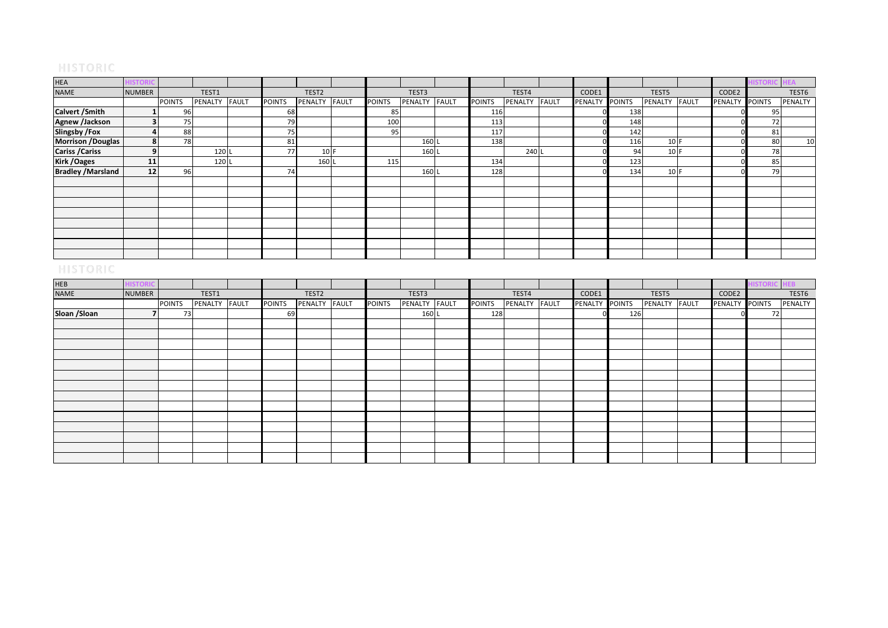## HISTORIC

| HEA | HISTORIC | | | | | | | | | | | | | | | | | | HISTORIC | HEA |
|---|---|---|---|---|---|---|---|---|---|---|---|---|---|---|---|---|---|---|---|---|
| NAME | NUMBER | TEST1 | | | TEST2 | | | TEST3 | | | TEST4 | | | CODE1 | TEST5 | | | CODE2 | TEST6 | |
| | | POINTS | PENALTY | FAULT | POINTS | PENALTY | FAULT | POINTS | PENALTY | FAULT | POINTS | PENALTY | FAULT | PENALTY | POINTS | PENALTY | FAULT | PENALTY | POINTS | PENALTY |
| **Calvert /Smith** | 1 | 96 | | | 68 | | | 85 | | | 116 | | | 0 | 138 | | | 0 | 95 | |
| **Agnew /Jackson** | 3 | 75 | | | 79 | | | 100 | | | 113 | | | 0 | 148 | | | 0 | 72 | |
| **Slingsby /Fox** | 4 | 88 | | | 75 | | | 95 | | | 117 | | | 0 | 142 | | | 0 | 81 | |
| **Morrison /Douglas** | 8 | 78 | | | 81 | | | | 160 | L | 138 | | | 0 | 116 | 10 | F | 0 | 80 | 10 |
| **Cariss /Cariss** | 9 | | 120 | L | 77 | 10 | F | | 160 | L | | 240 | L | 0 | 94 | 10 | F | 0 | 78 | |
| **Kirk /Oages** | 11 | | 120 | L | | 160 | L | 115 | | | 134 | | | 0 | 123 | | | 0 | 85 | |
| **Bradley /Marsland** | 12 | 96 | | | 74 | | | | 160 | L | 128 | | | 0 | 134 | 10 | F | 0 | 79 | |

## HISTORIC

| HEB | HISTORIC | | | | | | | | | | | | | | | | | | HISTORIC | HEB |
|---|---|---|---|---|---|---|---|---|---|---|---|---|---|---|---|---|---|---|---|---|
| NAME | NUMBER | TEST1 | | | TEST2 | | | TEST3 | | | TEST4 | | | CODE1 | TEST5 | | | CODE2 | TEST6 | |
| | | POINTS | PENALTY | FAULT | POINTS | PENALTY | FAULT | POINTS | PENALTY | FAULT | POINTS | PENALTY | FAULT | PENALTY | POINTS | PENALTY | FAULT | PENALTY | POINTS | PENALTY |
| **Sloan /Sloan** | 7 | 73 | | | 69 | | | | 160 | L | 128 | | | 0 | 126 | | | 0 | 72 | |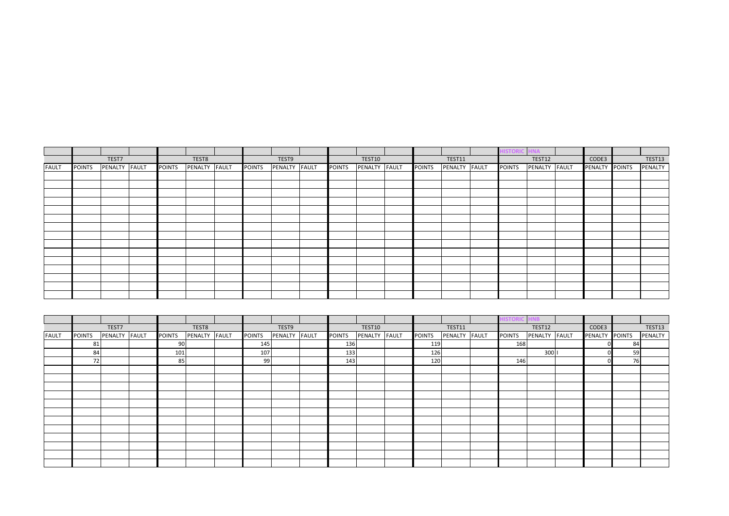| | | | | | | | | | | | | | | | | | HISTORIC | HNA | | | | |
|---|---|---|---|---|---|---|---|---|---|---|---|---|---|---|---|---|---|---|---|---|---|---|
| | TEST7 | | | TEST8 | | | TEST9 | | | TEST10 | | | TEST11 | | | TEST12 | | | CODE3 | TEST13 | |
| FAULT | POINTS | PENALTY | FAULT | POINTS | PENALTY | FAULT | POINTS | PENALTY | FAULT | POINTS | PENALTY | FAULT | POINTS | PENALTY | FAULT | POINTS | PENALTY | FAULT | PENALTY | POINTS | PENALTY |
| | | | | | | | | | | | | | | | | | | | | | |
| | | | | | | | | | | | | | | | | | | | | | |
| | | | | | | | | | | | | | | | | | | | | | |
| | | | | | | | | | | | | | | | | | | | | | |
| | | | | | | | | | | | | | | | | | | | | | |
| | | | | | | | | | | | | | | | | | | | | | |
| | | | | | | | | | | | | | | | | | | | | | |
| | | | | | | | | | | | | | | | | | | | | | |
| | | | | | | | | | | | | | | | | | | | | | |
| | | | | | | | | | | | | | | | | | | | | | |
| | | | | | | | | | | | | | | | | | | | | | |
| | | | | | | | | | | | | | | | | | | | | | |
| | | | | | | | | | | | | | | | | | | | | | |
| | | | | | | | | | | | | | | | | | | | | | |
| | | | | | | | | | | | | | | | | | | | | | |

| | | | | | | | | | | | | | | | | HISTORIC | HNB | | | | |
|---|---|---|---|---|---|---|---|---|---|---|---|---|---|---|---|---|---|---|---|---|---|
| | TEST7 | | | TEST8 | | | TEST9 | | | TEST10 | | | TEST11 | | | TEST12 | | | CODE3 | TEST13 | |
| FAULT | POINTS | PENALTY | FAULT | POINTS | PENALTY | FAULT | POINTS | PENALTY | FAULT | POINTS | PENALTY | FAULT | POINTS | PENALTY | FAULT | POINTS | PENALTY | FAULT | PENALTY | POINTS | PENALTY |
| | 81 | | | 90 | | | 145 | | | 136 | | | 119 | | | 168 | | | 0 | 84 | |
| | 84 | | | 101 | | | 107 | | | 133 | | | 126 | | | | 300 | I | 0 | 59 | |
| | 72 | | | 85 | | | 99 | | | 143 | | | 120 | | | 146 | | | 0 | 76 | |
| | | | | | | | | | | | | | | | | | | | | | |
| | | | | | | | | | | | | | | | | | | | | | |
| | | | | | | | | | | | | | | | | | | | | | |
| | | | | | | | | | | | | | | | | | | | | | |
| | | | | | | | | | | | | | | | | | | | | | |
| | | | | | | | | | | | | | | | | | | | | | |
| | | | | | | | | | | | | | | | | | | | | | |
| | | | | | | | | | | | | | | | | | | | | | |
| | | | | | | | | | | | | | | | | | | | | | |
| | | | | | | | | | | | | | | | | | | | | | |
| | | | | | | | | | | | | | | | | | | | | | |
| | | | | | | | | | | | | | | | | | | | | | |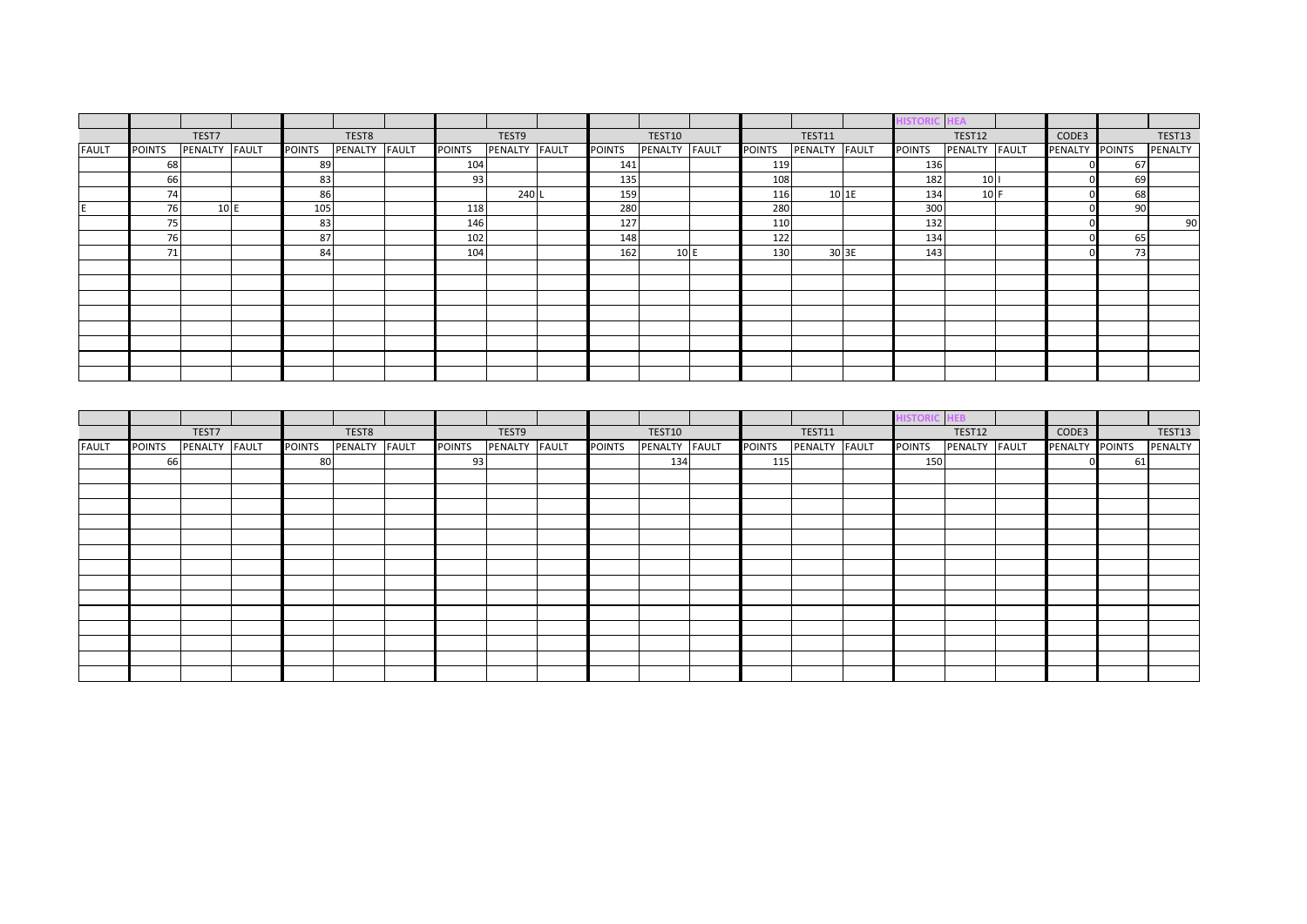| | | | | | | | | | | | | | | | | HISTORIC HEA | | | | | |
|---|---|---|---|---|---|---|---|---|---|---|---|---|---|---|---|---|---|---|---|---|---|
| | TEST7 | | | TEST8 | | | TEST9 | | | TEST10 | | | TEST11 | | | TEST12 | | | CODE3 | | TEST13 |
| FAULT | POINTS | PENALTY | FAULT | POINTS | PENALTY | FAULT | POINTS | PENALTY | FAULT | POINTS | PENALTY | FAULT | POINTS | PENALTY | FAULT | POINTS | PENALTY | FAULT | PENALTY | POINTS | PENALTY |
| | 68 | | | 89 | | | 104 | | | 141 | | | 119 | | | 136 | | | 0 | 67 | |
| | 66 | | | 83 | | | 93 | | | 135 | | | 108 | | | 182 | 10 | I | 0 | 69 | |
| | 74 | | | 86 | | | | 240 | L | 159 | | | 116 | 10 | 1E | 134 | 10 | F | 0 | 68 | |
| E | 76 | 10 | E | 105 | | | 118 | | | 280 | | | 280 | | | 300 | | | 0 | 90 | |
| | 75 | | | 83 | | | 146 | | | 127 | | | 110 | | | 132 | | | 0 | | 90 |
| | 76 | | | 87 | | | 102 | | | 148 | | | 122 | | | 134 | | | 0 | 65 | |
| | 71 | | | 84 | | | 104 | | | 162 | 10 | E | 130 | 30 | 3E | 143 | | | 0 | 73 | |
| | | | | | | | | | | | | | | | | | | | | | |
| | | | | | | | | | | | | | | | | | | | | | |
| | | | | | | | | | | | | | | | | | | | | | |
| | | | | | | | | | | | | | | | | | | | | | |
| | | | | | | | | | | | | | | | | | | | | | |
| | | | | | | | | | | | | | | | | | | | | | |
| | | | | | | | | | | | | | | | | | | | | | |
| | | | | | | | | | | | | | | | | | | | | | |

| | | | | | | | | | | | | | | | | HISTORIC HEB | | | | | |
|---|---|---|---|---|---|---|---|---|---|---|---|---|---|---|---|---|---|---|---|---|---|
| | TEST7 | | | TEST8 | | | TEST9 | | | TEST10 | | | TEST11 | | | TEST12 | | | CODE3 | | TEST13 |
| FAULT | POINTS | PENALTY | FAULT | POINTS | PENALTY | FAULT | POINTS | PENALTY | FAULT | POINTS | PENALTY | FAULT | POINTS | PENALTY | FAULT | POINTS | PENALTY | FAULT | PENALTY | POINTS | PENALTY |
| | 66 | | | 80 | | | 93 | | | | 134 | | 115 | | | 150 | | | 0 | 61 | |
| | | | | | | | | | | | | | | | | | | | | | |
| | | | | | | | | | | | | | | | | | | | | | |
| | | | | | | | | | | | | | | | | | | | | | |
| | | | | | | | | | | | | | | | | | | | | | |
| | | | | | | | | | | | | | | | | | | | | | |
| | | | | | | | | | | | | | | | | | | | | | |
| | | | | | | | | | | | | | | | | | | | | | |
| | | | | | | | | | | | | | | | | | | | | | |
| | | | | | | | | | | | | | | | | | | | | | |
| | | | | | | | | | | | | | | | | | | | | | |
| | | | | | | | | | | | | | | | | | | | | | |
| | | | | | | | | | | | | | | | | | | | | | |
| | | | | | | | | | | | | | | | | | | | | | |
| | | | | | | | | | | | | | | | | | | | | | |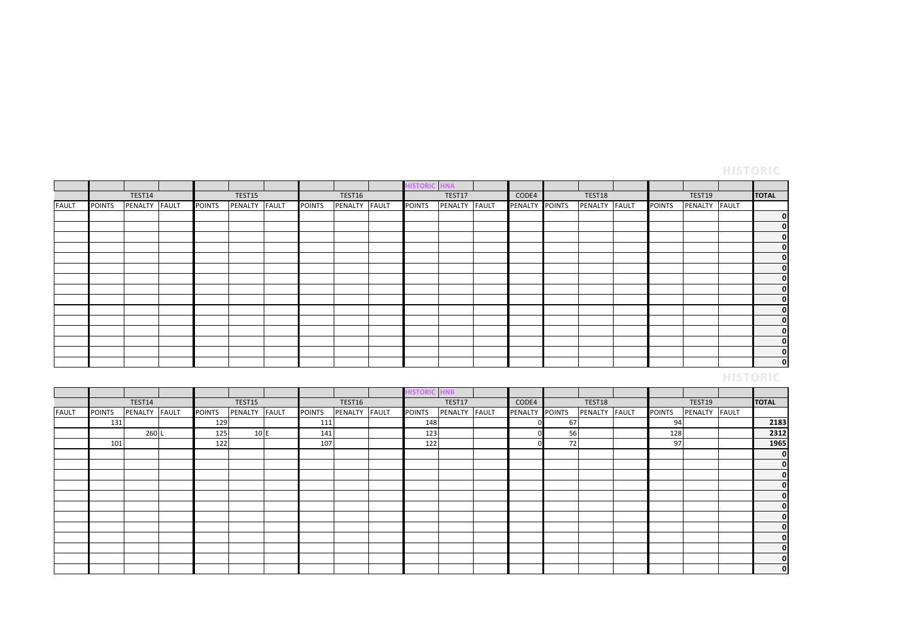HISTORIC

| | | | | | | | | | | HISTORIC | HNA | | | | | | | | | |
|---|---|---|---|---|---|---|---|---|---|---|---|---|---|---|---|---|---|---|---|---|
| | TEST14 | | | TEST15 | | | TEST16 | | | TEST17 | | | CODE4 | TEST18 | | | TEST19 | | | TOTAL |
| FAULT | POINTS | PENALTY | FAULT | POINTS | PENALTY | FAULT | POINTS | PENALTY | FAULT | POINTS | PENALTY | FAULT | PENALTY | POINTS | PENALTY | FAULT | POINTS | PENALTY | FAULT | |
| | | | | | | | | | | | | | | | | | | | | 0 |
| | | | | | | | | | | | | | | | | | | | | 0 |
| | | | | | | | | | | | | | | | | | | | | 0 |
| | | | | | | | | | | | | | | | | | | | | 0 |
| | | | | | | | | | | | | | | | | | | | | 0 |
| | | | | | | | | | | | | | | | | | | | | 0 |
| | | | | | | | | | | | | | | | | | | | | 0 |
| | | | | | | | | | | | | | | | | | | | | 0 |
| | | | | | | | | | | | | | | | | | | | | 0 |
| | | | | | | | | | | | | | | | | | | | | 0 |
| | | | | | | | | | | | | | | | | | | | | 0 |
| | | | | | | | | | | | | | | | | | | | | 0 |
| | | | | | | | | | | | | | | | | | | | | 0 |
| | | | | | | | | | | | | | | | | | | | | 0 |
| | | | | | | | | | | | | | | | | | | | | 0 |

HISTORIC

| | | | | | | | | | | HISTORIC | HNB | | | | | | | | | |
|---|---|---|---|---|---|---|---|---|---|---|---|---|---|---|---|---|---|---|---|---|
| | TEST14 | | | TEST15 | | | TEST16 | | | TEST17 | | | CODE4 | TEST18 | | | TEST19 | | | TOTAL |
| FAULT | POINTS | PENALTY | FAULT | POINTS | PENALTY | FAULT | POINTS | PENALTY | FAULT | POINTS | PENALTY | FAULT | PENALTY | POINTS | PENALTY | FAULT | POINTS | PENALTY | FAULT | |
| | 131 | | | 129 | | | 111 | | | 148 | | | 0 | 67 | | | 94 | | | 2183 |
| | | 260 | L | 125 | 10 | E | 141 | | | 123 | | | 0 | 56 | | | 128 | | | 2312 |
| | 101 | | | 122 | | | 107 | | | 122 | | | 0 | 72 | | | 97 | | | 1965 |
| | | | | | | | | | | | | | | | | | | | | 0 |
| | | | | | | | | | | | | | | | | | | | | 0 |
| | | | | | | | | | | | | | | | | | | | | 0 |
| | | | | | | | | | | | | | | | | | | | | 0 |
| | | | | | | | | | | | | | | | | | | | | 0 |
| | | | | | | | | | | | | | | | | | | | | 0 |
| | | | | | | | | | | | | | | | | | | | | 0 |
| | | | | | | | | | | | | | | | | | | | | 0 |
| | | | | | | | | | | | | | | | | | | | | 0 |
| | | | | | | | | | | | | | | | | | | | | 0 |
| | | | | | | | | | | | | | | | | | | | | 0 |
| | | | | | | | | | | | | | | | | | | | | 0 |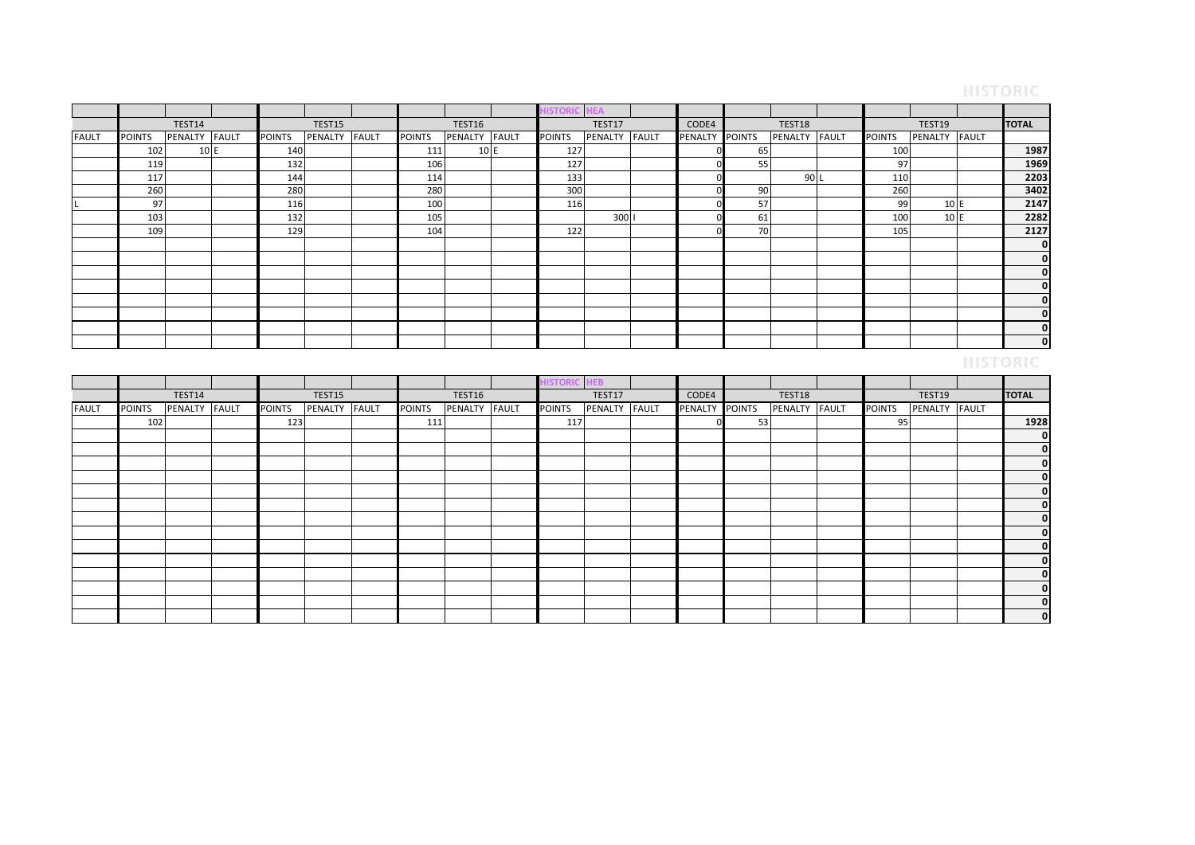HISTORIC

| | | | | | | | | | | HISTORIC | HEA | | | | | | | | | |
|---|---|---|---|---|---|---|---|---|---|---|---|---|---|---|---|---|---|---|---|---|
| | TEST14 | | | TEST15 | | | TEST16 | | | TEST17 | | | CODE4 | TEST18 | | | TEST19 | | | TOTAL |
| FAULT | POINTS | PENALTY | FAULT | POINTS | PENALTY | FAULT | POINTS | PENALTY | FAULT | POINTS | PENALTY | FAULT | PENALTY | POINTS | PENALTY | FAULT | POINTS | PENALTY | FAULT | |
| | 102 | 10 | E | 140 | | | 111 | 10 | E | 127 | | | 0 | 65 | | | 100 | | | 1987 |
| | 119 | | | 132 | | | 106 | | | 127 | | | 0 | 55 | | | 97 | | | 1969 |
| | 117 | | | 144 | | | 114 | | | 133 | | | 0 | | 90 | L | 110 | | | 2203 |
| | 260 | | | 280 | | | 280 | | | 300 | | | 0 | 90 | | | 260 | | | 3402 |
| L | 97 | | | 116 | | | 100 | | | 116 | | | 0 | 57 | | | 99 | 10 | E | 2147 |
| | 103 | | | 132 | | | 105 | | | | 300 | I | 0 | 61 | | | 100 | 10 | E | 2282 |
| | 109 | | | 129 | | | 104 | | | 122 | | | 0 | 70 | | | 105 | | | 2127 |
| | | | | | | | | | | | | | | | | | | | | 0 |
| | | | | | | | | | | | | | | | | | | | | 0 |
| | | | | | | | | | | | | | | | | | | | | 0 |
| | | | | | | | | | | | | | | | | | | | | 0 |
| | | | | | | | | | | | | | | | | | | | | 0 |
| | | | | | | | | | | | | | | | | | | | | 0 |
| | | | | | | | | | | | | | | | | | | | | 0 |
| | | | | | | | | | | | | | | | | | | | | 0 |

HISTORIC

| | | | | | | | | | | HISTORIC | HEB | | | | | | | | | |
|---|---|---|---|---|---|---|---|---|---|---|---|---|---|---|---|---|---|---|---|---|
| | TEST14 | | | TEST15 | | | TEST16 | | | TEST17 | | | CODE4 | TEST18 | | | TEST19 | | | TOTAL |
| FAULT | POINTS | PENALTY | FAULT | POINTS | PENALTY | FAULT | POINTS | PENALTY | FAULT | POINTS | PENALTY | FAULT | PENALTY | POINTS | PENALTY | FAULT | POINTS | PENALTY | FAULT | |
| | 102 | | | 123 | | | 111 | | | 117 | | | 0 | 53 | | | 95 | | | 1928 |
| | | | | | | | | | | | | | | | | | | | | 0 |
| | | | | | | | | | | | | | | | | | | | | 0 |
| | | | | | | | | | | | | | | | | | | | | 0 |
| | | | | | | | | | | | | | | | | | | | | 0 |
| | | | | | | | | | | | | | | | | | | | | 0 |
| | | | | | | | | | | | | | | | | | | | | 0 |
| | | | | | | | | | | | | | | | | | | | | 0 |
| | | | | | | | | | | | | | | | | | | | | 0 |
| | | | | | | | | | | | | | | | | | | | | 0 |
| | | | | | | | | | | | | | | | | | | | | 0 |
| | | | | | | | | | | | | | | | | | | | | 0 |
| | | | | | | | | | | | | | | | | | | | | 0 |
| | | | | | | | | | | | | | | | | | | | | 0 |
| | | | | | | | | | | | | | | | | | | | | 0 |